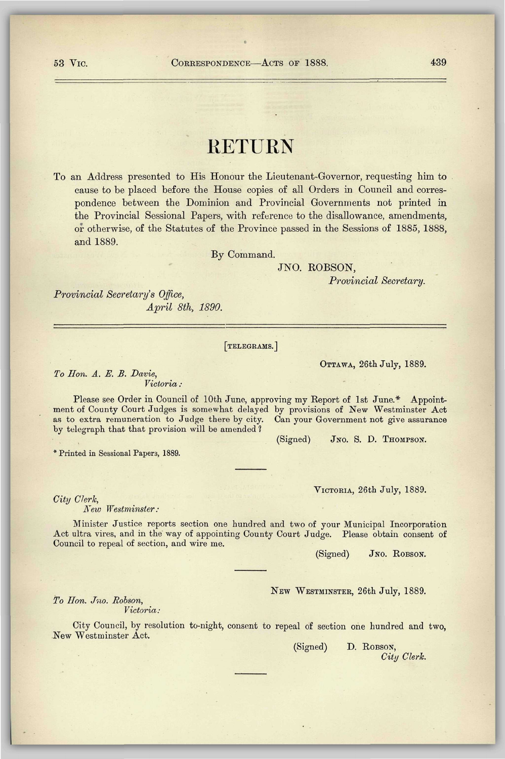# RETURN

To an Address presented to His Honour the Lieutenant-Governor, requesting him to cause to be placed before the House copies of all Orders in Council and correspondence between the Dominion and Provincial Governments not printed in the Provincial Sessional Papers, with reference to the disallowance, amendments, or otherwise, of the Statutes of the Province passed in the Sessions of 1885, 1888, and 1889.

By Command.

JNO. ROBSON,
*Provincial Secretary.*

*Provincial Secretary's Office,*
*April 8th, 1890.*

---

[TELEGRAMS.]

OTTAWA, 26th July, 1889.

*To Hon. A. E. B. Davie,*
*Victoria:*

Please see Order in Council of 10th June, approving my Report of 1st June.* Appointment of County Court Judges is somewhat delayed by provisions of New Westminster Act as to extra remuneration to Judge there by city. Can your Government not give assurance by telegraph that that provision will be amended?

(Signed) JNO. S. D. THOMPSON.

\* Printed in Sessional Papers, 1889.

---

VICTORIA, 26th July, 1889.

*City Clerk,*
*New Westminster:*

Minister Justice reports section one hundred and two of your Municipal Incorporation Act ultra vires, and in the way of appointing County Court Judge. Please obtain consent of Council to repeal of section, and wire me.

(Signed) JNO. ROBSON.

---

NEW WESTMINSTER, 26th July, 1889.

*To Hon. Jno. Robson,*
*Victoria:*

City Council, by resolution to-night, consent to repeal of section one hundred and two, New Westminster Act.

(Signed) D. ROBSON,
*City Clerk.*

---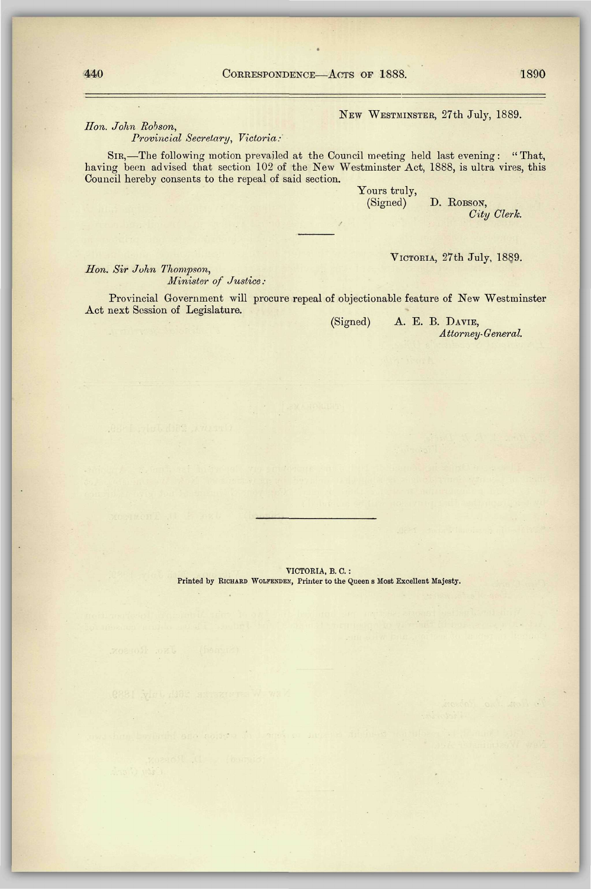NEW WESTMINSTER, 27th July, 1889.

*Hon. John Robson,*
*Provincial Secretary, Victoria:*

SIR,—The following motion prevailed at the Council meeting held last evening: "That, having been advised that section 102 of the New Westminster Act, 1888, is ultra vires, this Council hereby consents to the repeal of said section.

Yours truly,
(Signed) D. ROBSON,
*City Clerk.*

---

VICTORIA, 27th July, 1889.

*Hon. Sir John Thompson,*
*Minister of Justice:*

Provincial Government will procure repeal of objectionable feature of New Westminster Act next Session of Legislature.

(Signed) A. E. B. DAVIE,
*Attorney-General.*

---

VICTORIA, B. C.:
Printed by RICHARD WOLFENDEN, Printer to the Queen s Most Excellent Majesty.